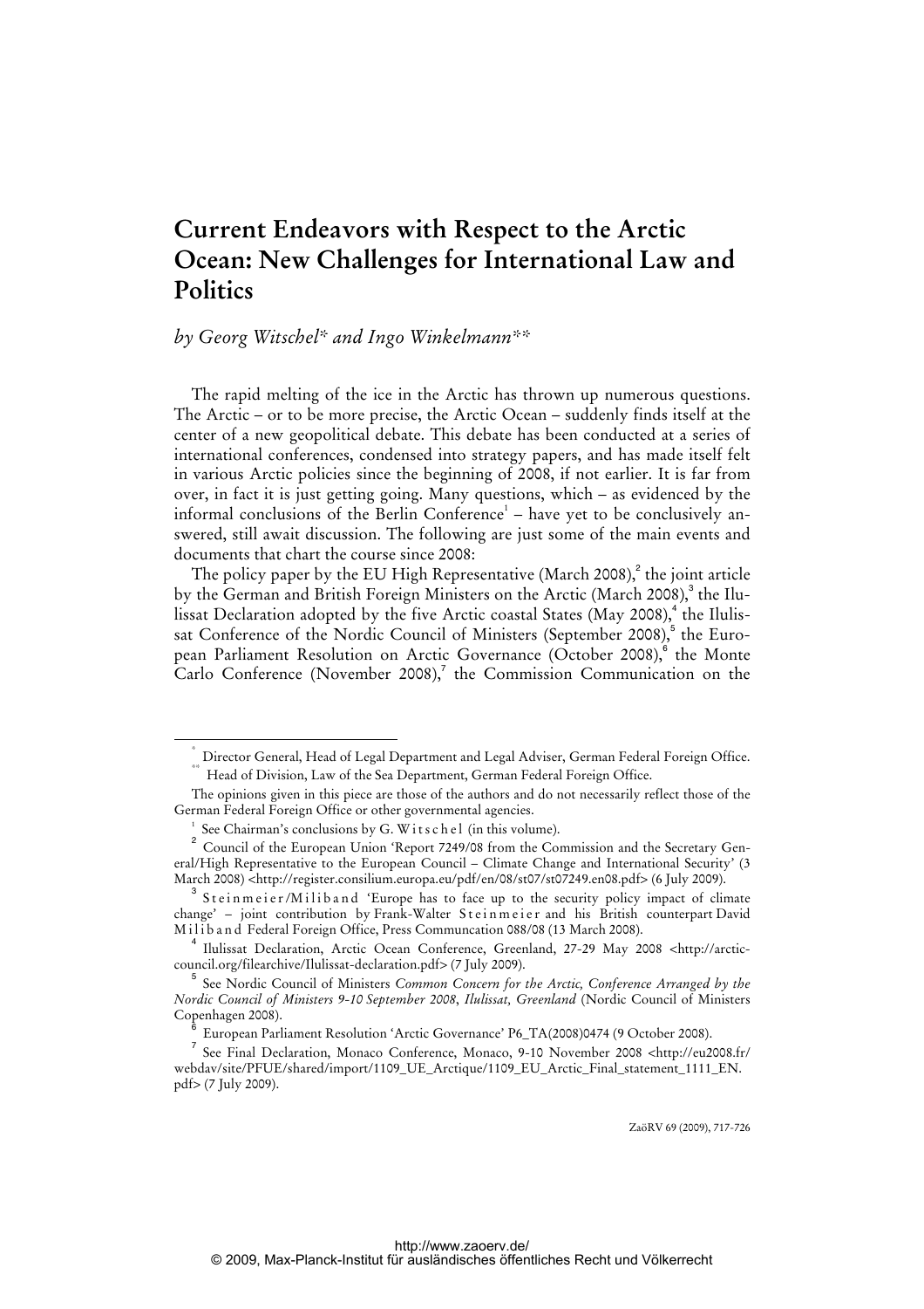# Current Endeavors with Respect to the Arctic Ocean: New Challenges for International Law and Politics

*by Georg Witschel\* and Ingo Winkelmann\*\**

The rapid melting of the ice in the Arctic has thrown up numerous questions. The Arctic – or to be more precise, the Arctic Ocean – suddenly finds itself at the center of a new geopolitical debate. This debate has been conducted at a series of international conferences, condensed into strategy papers, and has made itself felt in various Arctic policies since the beginning of 2008, if not earlier. It is far from over, in fact it is just getting going. Many questions, which – as evidenced by the informal conclusions of the Berlin Conference[1] – have yet to be conclusively answered, still await discussion. The following are just some of the main events and documents that chart the course since 2008:

The policy paper by the EU High Representative (March 2008),[2] the joint article by the German and British Foreign Ministers on the Arctic (March 2008),[3] the Ilulissat Declaration adopted by the five Arctic coastal States (May 2008),[4] the Ilulissat Conference of the Nordic Council of Ministers (September 2008),[5] the European Parliament Resolution on Arctic Governance (October 2008),[6] the Monte Carlo Conference (November 2008),[7] the Commission Communication on the

---

\* Director General, Head of Legal Department and Legal Adviser, German Federal Foreign Office.

\*\* Head of Division, Law of the Sea Department, German Federal Foreign Office.

The opinions given in this piece are those of the authors and do not necessarily reflect those of the German Federal Foreign Office or other governmental agencies.

[1] See Chairman's conclusions by G. Witschel (in this volume).

[2] Council of the European Union 'Report 7249/08 from the Commission and the Secretary General/High Representative to the European Council – Climate Change and International Security' (3 March 2008) <http://register.consilium.europa.eu/pdf/en/08/st07/st07249.en08.pdf> (6 July 2009).

[3] Steinmeier/Miliband 'Europe has to face up to the security policy impact of climate change' – joint contribution by Frank-Walter Steinmeier and his British counterpart David Miliband Federal Foreign Office, Press Communcation 088/08 (13 March 2008).

[4] Ilulissat Declaration, Arctic Ocean Conference, Greenland, 27-29 May 2008 <http://arctic-council.org/filearchive/Ilulissat-declaration.pdf> (7 July 2009).

[5] See Nordic Council of Ministers *Common Concern for the Arctic, Conference Arranged by the Nordic Council of Ministers 9-10 September 2008, Ilulissat, Greenland* (Nordic Council of Ministers Copenhagen 2008).

[6] European Parliament Resolution 'Arctic Governance' P6_TA(2008)0474 (9 October 2008).

[7] See Final Declaration, Monaco Conference, Monaco, 9-10 November 2008 <http://eu2008.fr/webdav/site/PFUE/shared/import/1109_UE_Arctique/1109_EU_Arctic_Final_statement_1111_EN.pdf> (7 July 2009).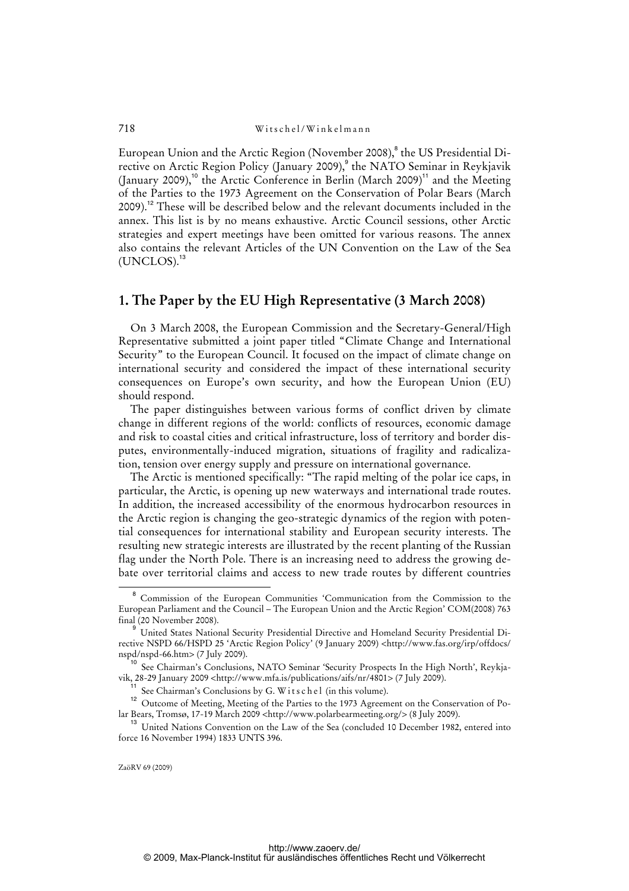European Union and the Arctic Region (November 2008),[8] the US Presidential Directive on Arctic Region Policy (January 2009),[9] the NATO Seminar in Reykjavik (January 2009),[10] the Arctic Conference in Berlin (March 2009)[11] and the Meeting of the Parties to the 1973 Agreement on the Conservation of Polar Bears (March 2009).[12] These will be described below and the relevant documents included in the annex. This list is by no means exhaustive. Arctic Council sessions, other Arctic strategies and expert meetings have been omitted for various reasons. The annex also contains the relevant Articles of the UN Convention on the Law of the Sea (UNCLOS).[13]

## 1. The Paper by the EU High Representative (3 March 2008)

On 3 March 2008, the European Commission and the Secretary-General/High Representative submitted a joint paper titled "Climate Change and International Security" to the European Council. It focused on the impact of climate change on international security and considered the impact of these international security consequences on Europe's own security, and how the European Union (EU) should respond.

The paper distinguishes between various forms of conflict driven by climate change in different regions of the world: conflicts of resources, economic damage and risk to coastal cities and critical infrastructure, loss of territory and border disputes, environmentally-induced migration, situations of fragility and radicalization, tension over energy supply and pressure on international governance.

The Arctic is mentioned specifically: "The rapid melting of the polar ice caps, in particular, the Arctic, is opening up new waterways and international trade routes. In addition, the increased accessibility of the enormous hydrocarbon resources in the Arctic region is changing the geo-strategic dynamics of the region with potential consequences for international stability and European security interests. The resulting new strategic interests are illustrated by the recent planting of the Russian flag under the North Pole. There is an increasing need to address the growing debate over territorial claims and access to new trade routes by different countries

---

[8] Commission of the European Communities 'Communication from the Commission to the European Parliament and the Council – The European Union and the Arctic Region' COM(2008) 763 final (20 November 2008).

[9] United States National Security Presidential Directive and Homeland Security Presidential Directive NSPD 66/HSPD 25 'Arctic Region Policy' (9 January 2009) <http://www.fas.org/irp/offdocs/nspd/nspd-66.htm> (7 July 2009).

[10] See Chairman's Conclusions, NATO Seminar 'Security Prospects In the High North', Reykjavik, 28-29 January 2009 <http://www.mfa.is/publications/aifs/nr/4801> (7 July 2009).

[11] See Chairman's Conclusions by G. Witschel (in this volume).

[12] Outcome of Meeting, Meeting of the Parties to the 1973 Agreement on the Conservation of Polar Bears, Tromsø, 17-19 March 2009 <http://www.polarbearmeeting.org/> (8 July 2009).

[13] United Nations Convention on the Law of the Sea (concluded 10 December 1982, entered into force 16 November 1994) 1833 UNTS 396.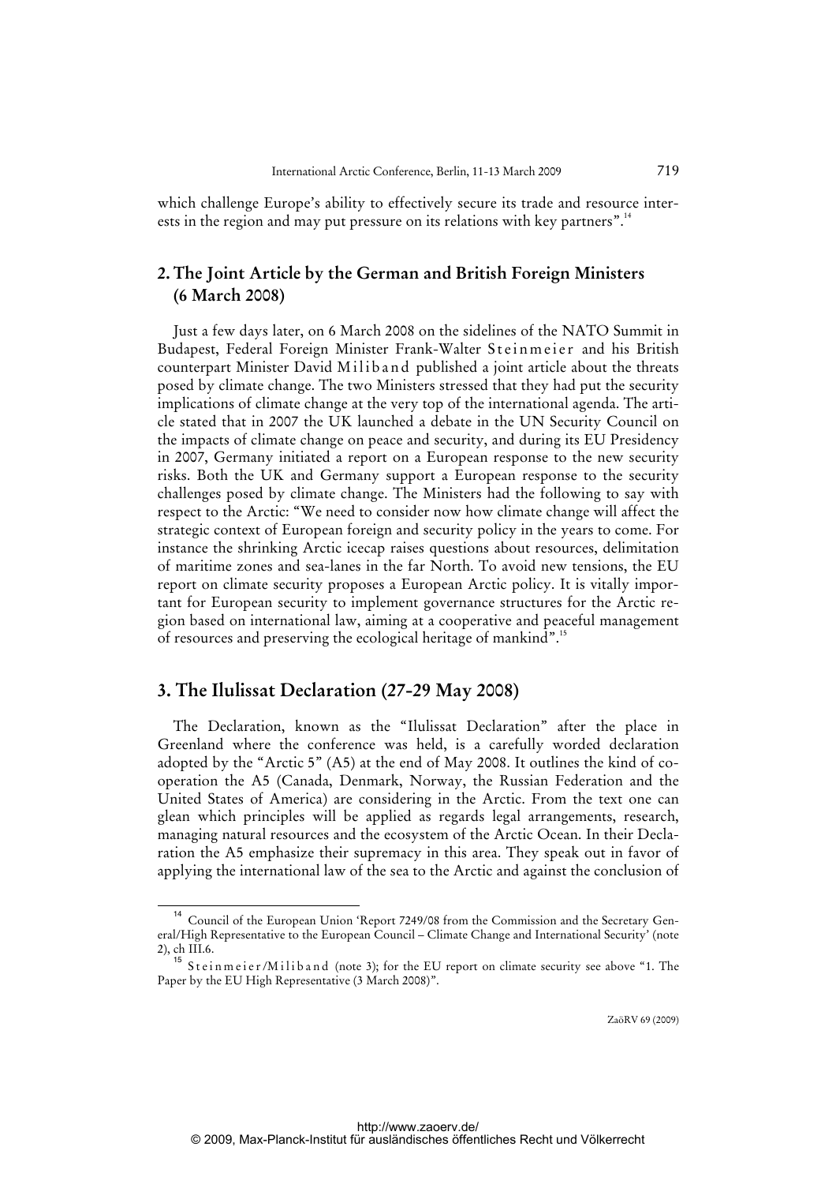which challenge Europe's ability to effectively secure its trade and resource interests in the region and may put pressure on its relations with key partners".[14]

## 2. The Joint Article by the German and British Foreign Ministers (6 March 2008)

Just a few days later, on 6 March 2008 on the sidelines of the NATO Summit in Budapest, Federal Foreign Minister Frank-Walter Steinmeier and his British counterpart Minister David Miliband published a joint article about the threats posed by climate change. The two Ministers stressed that they had put the security implications of climate change at the very top of the international agenda. The article stated that in 2007 the UK launched a debate in the UN Security Council on the impacts of climate change on peace and security, and during its EU Presidency in 2007, Germany initiated a report on a European response to the new security risks. Both the UK and Germany support a European response to the security challenges posed by climate change. The Ministers had the following to say with respect to the Arctic: "We need to consider now how climate change will affect the strategic context of European foreign and security policy in the years to come. For instance the shrinking Arctic icecap raises questions about resources, delimitation of maritime zones and sea-lanes in the far North. To avoid new tensions, the EU report on climate security proposes a European Arctic policy. It is vitally important for European security to implement governance structures for the Arctic region based on international law, aiming at a cooperative and peaceful management of resources and preserving the ecological heritage of mankind".[15]

## 3. The Ilulissat Declaration (27-29 May 2008)

The Declaration, known as the "Ilulissat Declaration" after the place in Greenland where the conference was held, is a carefully worded declaration adopted by the "Arctic 5" (A5) at the end of May 2008. It outlines the kind of cooperation the A5 (Canada, Denmark, Norway, the Russian Federation and the United States of America) are considering in the Arctic. From the text one can glean which principles will be applied as regards legal arrangements, research, managing natural resources and the ecosystem of the Arctic Ocean. In their Declaration the A5 emphasize their supremacy in this area. They speak out in favor of applying the international law of the sea to the Arctic and against the conclusion of

---

[14] Council of the European Union 'Report 7249/08 from the Commission and the Secretary General/High Representative to the European Council – Climate Change and International Security' (note 2), ch III.6.

[15] Steinmeier/Miliband (note 3); for the EU report on climate security see above "1. The Paper by the EU High Representative (3 March 2008)".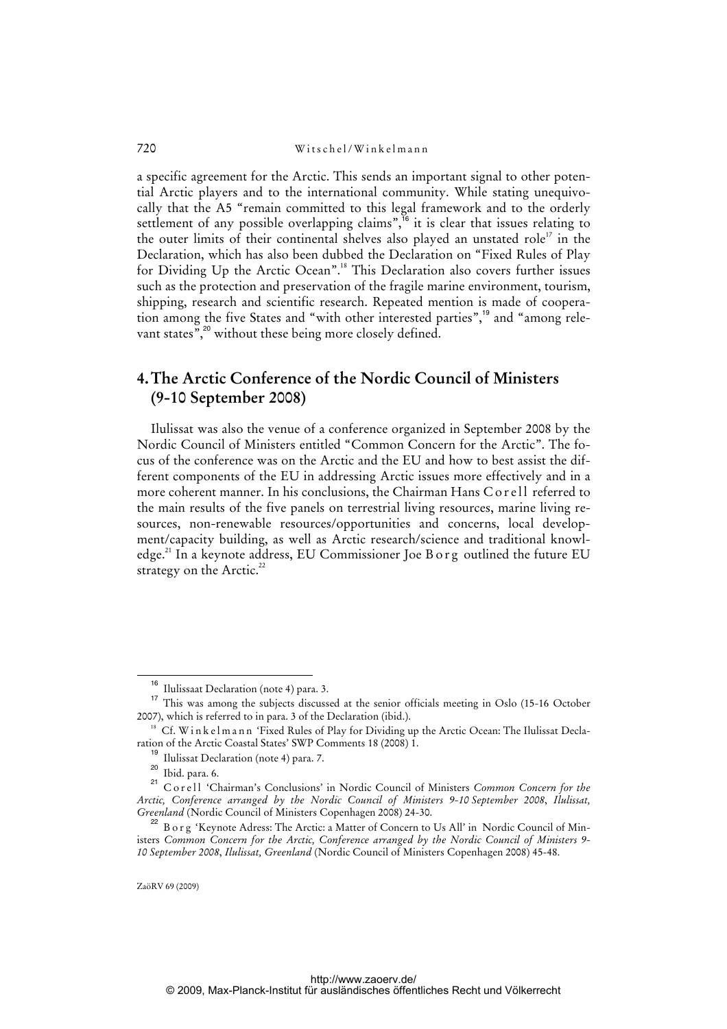a specific agreement for the Arctic. This sends an important signal to other potential Arctic players and to the international community. While stating unequivocally that the A5 "remain committed to this legal framework and to the orderly settlement of any possible overlapping claims",[16] it is clear that issues relating to the outer limits of their continental shelves also played an unstated role[17] in the Declaration, which has also been dubbed the Declaration on "Fixed Rules of Play for Dividing Up the Arctic Ocean".[18] This Declaration also covers further issues such as the protection and preservation of the fragile marine environment, tourism, shipping, research and scientific research. Repeated mention is made of cooperation among the five States and "with other interested parties",[19] and "among relevant states",[20] without these being more closely defined.

## 4. The Arctic Conference of the Nordic Council of Ministers (9-10 September 2008)

Ilulissat was also the venue of a conference organized in September 2008 by the Nordic Council of Ministers entitled "Common Concern for the Arctic". The focus of the conference was on the Arctic and the EU and how to best assist the different components of the EU in addressing Arctic issues more effectively and in a more coherent manner. In his conclusions, the Chairman Hans Corell referred to the main results of the five panels on terrestrial living resources, marine living resources, non-renewable resources/opportunities and concerns, local development/capacity building, as well as Arctic research/science and traditional knowledge.[21] In a keynote address, EU Commissioner Joe Borg outlined the future EU strategy on the Arctic.[22]

---

[16] Ilulissaat Declaration (note 4) para. 3.

[17] This was among the subjects discussed at the senior officials meeting in Oslo (15-16 October 2007), which is referred to in para. 3 of the Declaration (ibid.).

[18] Cf. Winkelmann 'Fixed Rules of Play for Dividing up the Arctic Ocean: The Ilulissat Declaration of the Arctic Coastal States' SWP Comments 18 (2008) 1.

[19] Ilulissaat Declaration (note 4) para. 7.

[20] Ibid. para. 6.

[21] Corell 'Chairman's Conclusions' in Nordic Council of Ministers *Common Concern for the Arctic, Conference arranged by the Nordic Council of Ministers 9-10 September 2008*, *Ilulissat, Greenland* (Nordic Council of Ministers Copenhagen 2008) 24-30.

[22] Borg 'Keynote Adress: The Arctic: a Matter of Concern to Us All' in Nordic Council of Ministers *Common Concern for the Arctic, Conference arranged by the Nordic Council of Ministers 9-10 September 2008*, *Ilulissat, Greenland* (Nordic Council of Ministers Copenhagen 2008) 45-48.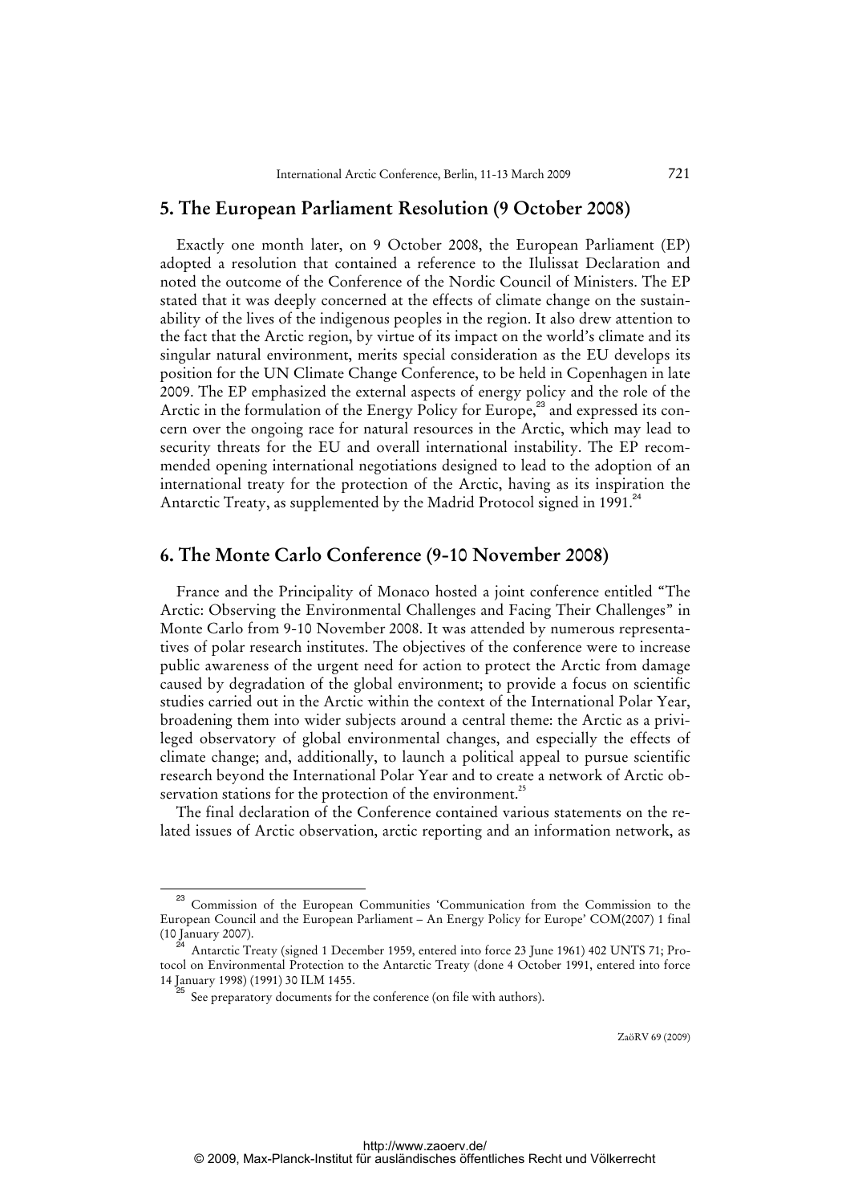## 5. The European Parliament Resolution (9 October 2008)

Exactly one month later, on 9 October 2008, the European Parliament (EP) adopted a resolution that contained a reference to the Ilulissat Declaration and noted the outcome of the Conference of the Nordic Council of Ministers. The EP stated that it was deeply concerned at the effects of climate change on the sustainability of the lives of the indigenous peoples in the region. It also drew attention to the fact that the Arctic region, by virtue of its impact on the world's climate and its singular natural environment, merits special consideration as the EU develops its position for the UN Climate Change Conference, to be held in Copenhagen in late 2009. The EP emphasized the external aspects of energy policy and the role of the Arctic in the formulation of the Energy Policy for Europe,[23] and expressed its concern over the ongoing race for natural resources in the Arctic, which may lead to security threats for the EU and overall international instability. The EP recommended opening international negotiations designed to lead to the adoption of an international treaty for the protection of the Arctic, having as its inspiration the Antarctic Treaty, as supplemented by the Madrid Protocol signed in 1991.[24]

## 6. The Monte Carlo Conference (9-10 November 2008)

France and the Principality of Monaco hosted a joint conference entitled "The Arctic: Observing the Environmental Challenges and Facing Their Challenges" in Monte Carlo from 9-10 November 2008. It was attended by numerous representatives of polar research institutes. The objectives of the conference were to increase public awareness of the urgent need for action to protect the Arctic from damage caused by degradation of the global environment; to provide a focus on scientific studies carried out in the Arctic within the context of the International Polar Year, broadening them into wider subjects around a central theme: the Arctic as a privileged observatory of global environmental changes, and especially the effects of climate change; and, additionally, to launch a political appeal to pursue scientific research beyond the International Polar Year and to create a network of Arctic observation stations for the protection of the environment.[25]

The final declaration of the Conference contained various statements on the related issues of Arctic observation, arctic reporting and an information network, as

---

[23] Commission of the European Communities 'Communication from the Commission to the European Council and the European Parliament – An Energy Policy for Europe' COM(2007) 1 final (10 January 2007).

[24] Antarctic Treaty (signed 1 December 1959, entered into force 23 June 1961) 402 UNTS 71; Protocol on Environmental Protection to the Antarctic Treaty (done 4 October 1991, entered into force 14 January 1998) (1991) 30 ILM 1455.

[25] See preparatory documents for the conference (on file with authors).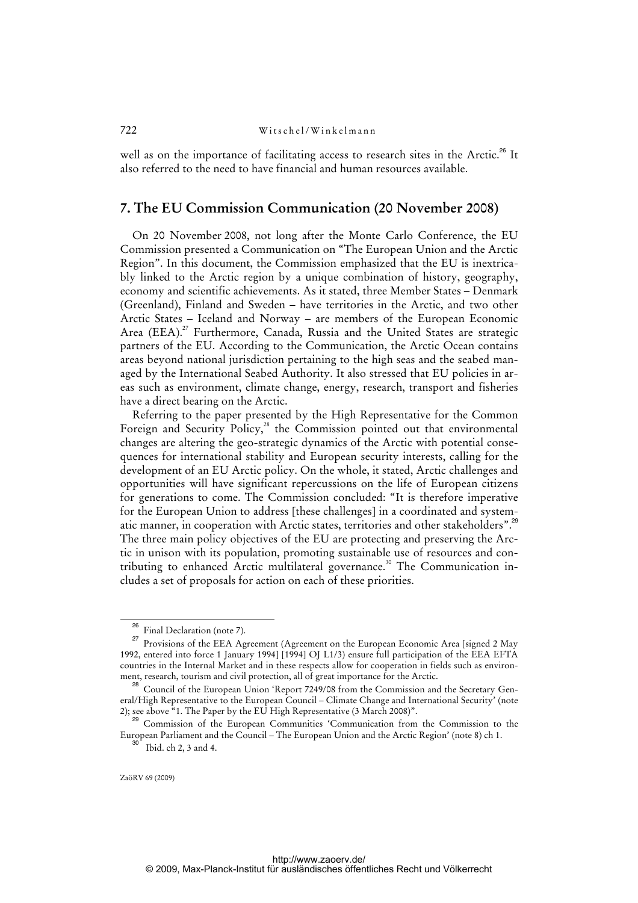well as on the importance of facilitating access to research sites in the Arctic.[26] It also referred to the need to have financial and human resources available.

## 7. The EU Commission Communication (20 November 2008)

On 20 November 2008, not long after the Monte Carlo Conference, the EU Commission presented a Communication on "The European Union and the Arctic Region". In this document, the Commission emphasized that the EU is inextricably linked to the Arctic region by a unique combination of history, geography, economy and scientific achievements. As it stated, three Member States – Denmark (Greenland), Finland and Sweden – have territories in the Arctic, and two other Arctic States – Iceland and Norway – are members of the European Economic Area (EEA).[27] Furthermore, Canada, Russia and the United States are strategic partners of the EU. According to the Communication, the Arctic Ocean contains areas beyond national jurisdiction pertaining to the high seas and the seabed managed by the International Seabed Authority. It also stressed that EU policies in areas such as environment, climate change, energy, research, transport and fisheries have a direct bearing on the Arctic.

Referring to the paper presented by the High Representative for the Common Foreign and Security Policy,[28] the Commission pointed out that environmental changes are altering the geo-strategic dynamics of the Arctic with potential consequences for international stability and European security interests, calling for the development of an EU Arctic policy. On the whole, it stated, Arctic challenges and opportunities will have significant repercussions on the life of European citizens for generations to come. The Commission concluded: "It is therefore imperative for the European Union to address [these challenges] in a coordinated and systematic manner, in cooperation with Arctic states, territories and other stakeholders".[29] The three main policy objectives of the EU are protecting and preserving the Arctic in unison with its population, promoting sustainable use of resources and contributing to enhanced Arctic multilateral governance.[30] The Communication includes a set of proposals for action on each of these priorities.

---

[26] Final Declaration (note 7).

[27] Provisions of the EEA Agreement (Agreement on the European Economic Area [signed 2 May 1992, entered into force 1 January 1994] [1994] OJ L1/3) ensure full participation of the EEA EFTA countries in the Internal Market and in these respects allow for cooperation in fields such as environment, research, tourism and civil protection, all of great importance for the Arctic.

[28] Council of the European Union 'Report 7249/08 from the Commission and the Secretary General/High Representative to the European Council – Climate Change and International Security' (note 2); see above "1. The Paper by the EU High Representative (3 March 2008)".

[29] Commission of the European Communities 'Communication from the Commission to the European Parliament and the Council – The European Union and the Arctic Region' (note 8) ch 1.

[30] Ibid. ch 2, 3 and 4.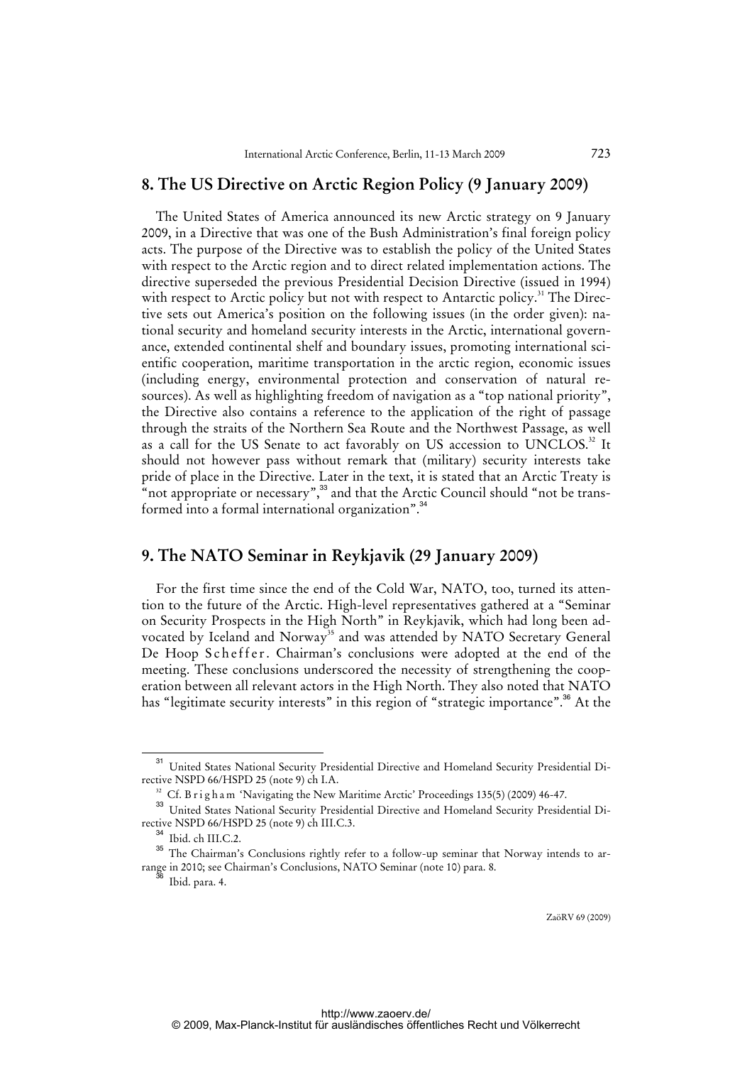## 8. The US Directive on Arctic Region Policy (9 January 2009)

The United States of America announced its new Arctic strategy on 9 January 2009, in a Directive that was one of the Bush Administration's final foreign policy acts. The purpose of the Directive was to establish the policy of the United States with respect to the Arctic region and to direct related implementation actions. The directive superseded the previous Presidential Decision Directive (issued in 1994) with respect to Arctic policy but not with respect to Antarctic policy.[31] The Directive sets out America's position on the following issues (in the order given): national security and homeland security interests in the Arctic, international governance, extended continental shelf and boundary issues, promoting international scientific cooperation, maritime transportation in the arctic region, economic issues (including energy, environmental protection and conservation of natural resources). As well as highlighting freedom of navigation as a "top national priority", the Directive also contains a reference to the application of the right of passage through the straits of the Northern Sea Route and the Northwest Passage, as well as a call for the US Senate to act favorably on US accession to UNCLOS.[32] It should not however pass without remark that (military) security interests take pride of place in the Directive. Later in the text, it is stated that an Arctic Treaty is "not appropriate or necessary",[33] and that the Arctic Council should "not be transformed into a formal international organization".[34]

## 9. The NATO Seminar in Reykjavik (29 January 2009)

For the first time since the end of the Cold War, NATO, too, turned its attention to the future of the Arctic. High-level representatives gathered at a "Seminar on Security Prospects in the High North" in Reykjavik, which had long been advocated by Iceland and Norway[35] and was attended by NATO Secretary General De Hoop Scheffer. Chairman's conclusions were adopted at the end of the meeting. These conclusions underscored the necessity of strengthening the cooperation between all relevant actors in the High North. They also noted that NATO has "legitimate security interests" in this region of "strategic importance".[36] At the

---

[31] United States National Security Presidential Directive and Homeland Security Presidential Directive NSPD 66/HSPD 25 (note 9) ch I.A.

[32] Cf. Brigham 'Navigating the New Maritime Arctic' Proceedings 135(5) (2009) 46-47.

[33] United States National Security Presidential Directive and Homeland Security Presidential Directive NSPD 66/HSPD 25 (note 9) ch III.C.3.

[34] Ibid. ch III.C.2.

[35] The Chairman's Conclusions rightly refer to a follow-up seminar that Norway intends to arrange in 2010; see Chairman's Conclusions, NATO Seminar (note 10) para. 8.

[36] Ibid. para. 4.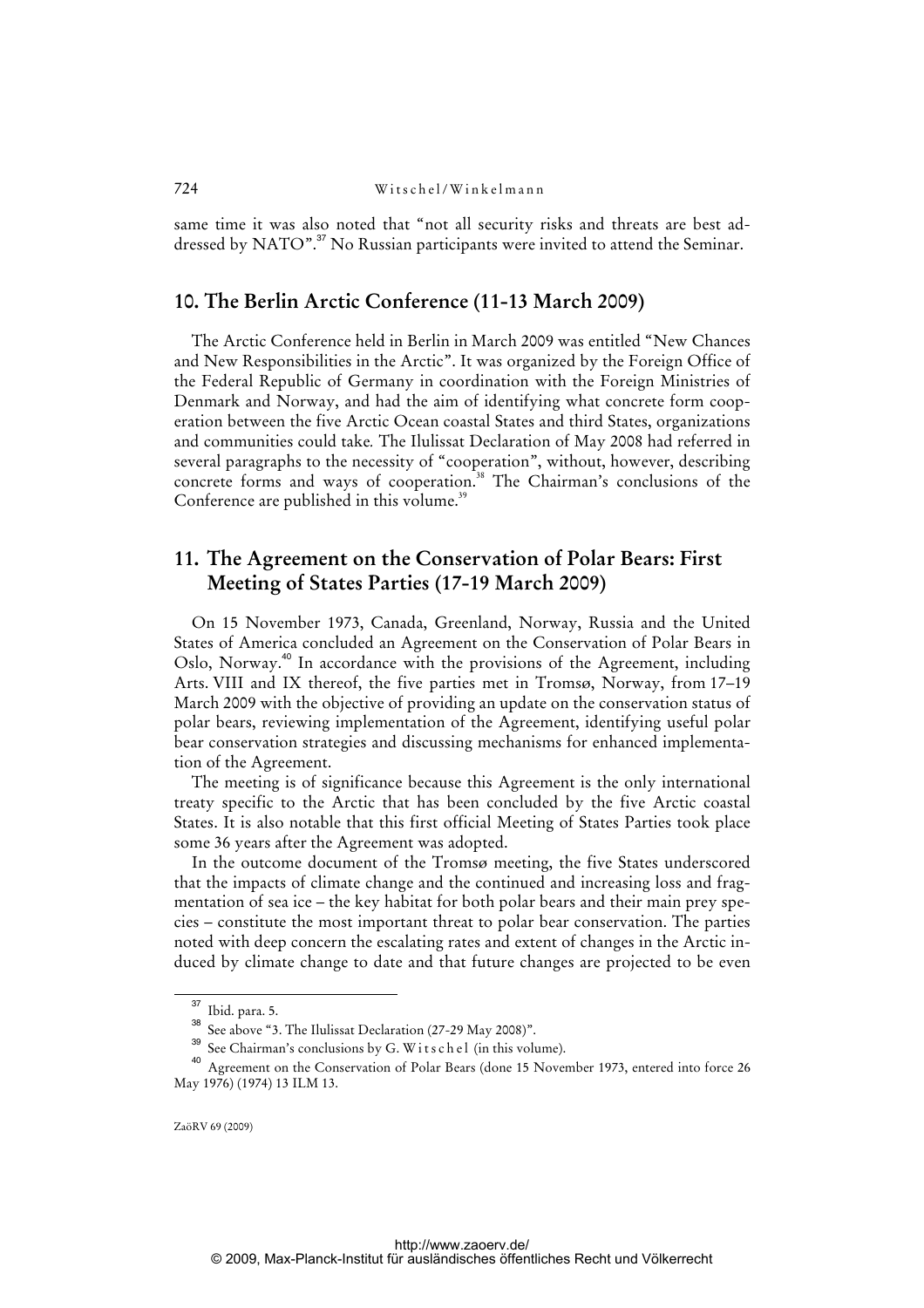same time it was also noted that "not all security risks and threats are best addressed by NATO".[37] No Russian participants were invited to attend the Seminar.

## 10. The Berlin Arctic Conference (11-13 March 2009)

The Arctic Conference held in Berlin in March 2009 was entitled "New Chances and New Responsibilities in the Arctic". It was organized by the Foreign Office of the Federal Republic of Germany in coordination with the Foreign Ministries of Denmark and Norway, and had the aim of identifying what concrete form cooperation between the five Arctic Ocean coastal States and third States, organizations and communities could take. The Ilulissat Declaration of May 2008 had referred in several paragraphs to the necessity of "cooperation", without, however, describing concrete forms and ways of cooperation.[38] The Chairman's conclusions of the Conference are published in this volume.[39]

## 11. The Agreement on the Conservation of Polar Bears: First Meeting of States Parties (17-19 March 2009)

On 15 November 1973, Canada, Greenland, Norway, Russia and the United States of America concluded an Agreement on the Conservation of Polar Bears in Oslo, Norway.[40] In accordance with the provisions of the Agreement, including Arts. VIII and IX thereof, the five parties met in Tromsø, Norway, from 17–19 March 2009 with the objective of providing an update on the conservation status of polar bears, reviewing implementation of the Agreement, identifying useful polar bear conservation strategies and discussing mechanisms for enhanced implementation of the Agreement.

The meeting is of significance because this Agreement is the only international treaty specific to the Arctic that has been concluded by the five Arctic coastal States. It is also notable that this first official Meeting of States Parties took place some 36 years after the Agreement was adopted.

In the outcome document of the Tromsø meeting, the five States underscored that the impacts of climate change and the continued and increasing loss and fragmentation of sea ice – the key habitat for both polar bears and their main prey species – constitute the most important threat to polar bear conservation. The parties noted with deep concern the escalating rates and extent of changes in the Arctic induced by climate change to date and that future changes are projected to be even

---

[37] Ibid. para. 5.

[38] See above "3. The Ilulissat Declaration (27-29 May 2008)".

[39] See Chairman's conclusions by G. Witschel (in this volume).

[40] Agreement on the Conservation of Polar Bears (done 15 November 1973, entered into force 26 May 1976) (1974) 13 ILM 13.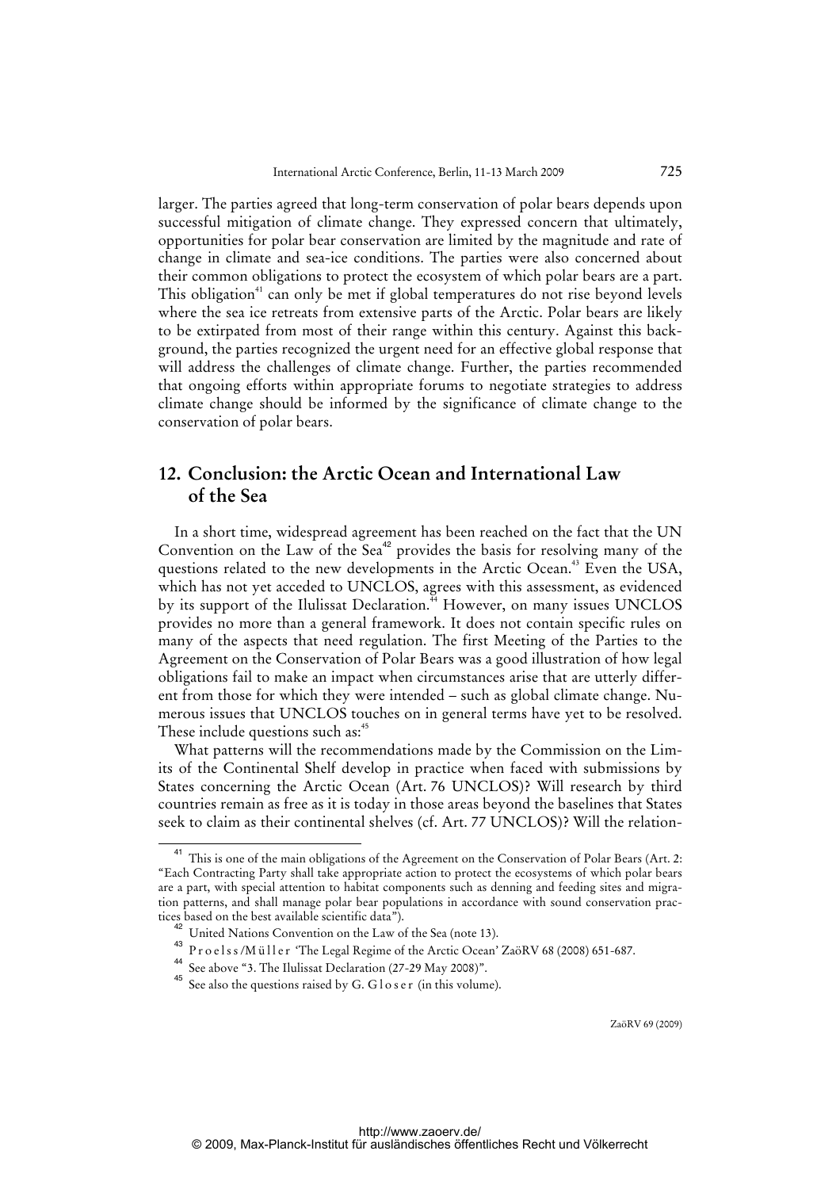larger. The parties agreed that long-term conservation of polar bears depends upon successful mitigation of climate change. They expressed concern that ultimately, opportunities for polar bear conservation are limited by the magnitude and rate of change in climate and sea-ice conditions. The parties were also concerned about their common obligations to protect the ecosystem of which polar bears are a part. This obligation[41] can only be met if global temperatures do not rise beyond levels where the sea ice retreats from extensive parts of the Arctic. Polar bears are likely to be extirpated from most of their range within this century. Against this background, the parties recognized the urgent need for an effective global response that will address the challenges of climate change. Further, the parties recommended that ongoing efforts within appropriate forums to negotiate strategies to address climate change should be informed by the significance of climate change to the conservation of polar bears.

## 12. Conclusion: the Arctic Ocean and International Law of the Sea

In a short time, widespread agreement has been reached on the fact that the UN Convention on the Law of the Sea[42] provides the basis for resolving many of the questions related to the new developments in the Arctic Ocean.[43] Even the USA, which has not yet acceded to UNCLOS, agrees with this assessment, as evidenced by its support of the Ilulissat Declaration.[44] However, on many issues UNCLOS provides no more than a general framework. It does not contain specific rules on many of the aspects that need regulation. The first Meeting of the Parties to the Agreement on the Conservation of Polar Bears was a good illustration of how legal obligations fail to make an impact when circumstances arise that are utterly different from those for which they were intended – such as global climate change. Numerous issues that UNCLOS touches on in general terms have yet to be resolved. These include questions such as:[45]

What patterns will the recommendations made by the Commission on the Limits of the Continental Shelf develop in practice when faced with submissions by States concerning the Arctic Ocean (Art. 76 UNCLOS)? Will research by third countries remain as free as it is today in those areas beyond the baselines that States seek to claim as their continental shelves (cf. Art. 77 UNCLOS)? Will the relation-

---

[41] This is one of the main obligations of the Agreement on the Conservation of Polar Bears (Art. 2: "Each Contracting Party shall take appropriate action to protect the ecosystems of which polar bears are a part, with special attention to habitat components such as denning and feeding sites and migration patterns, and shall manage polar bear populations in accordance with sound conservation practices based on the best available scientific data").

[42] United Nations Convention on the Law of the Sea (note 13).

[43] Proelss/Müller 'The Legal Regime of the Arctic Ocean' ZaöRV 68 (2008) 651-687.

[44] See above "3. The Ilulissat Declaration (27-29 May 2008)".

[45] See also the questions raised by G. Gloser (in this volume).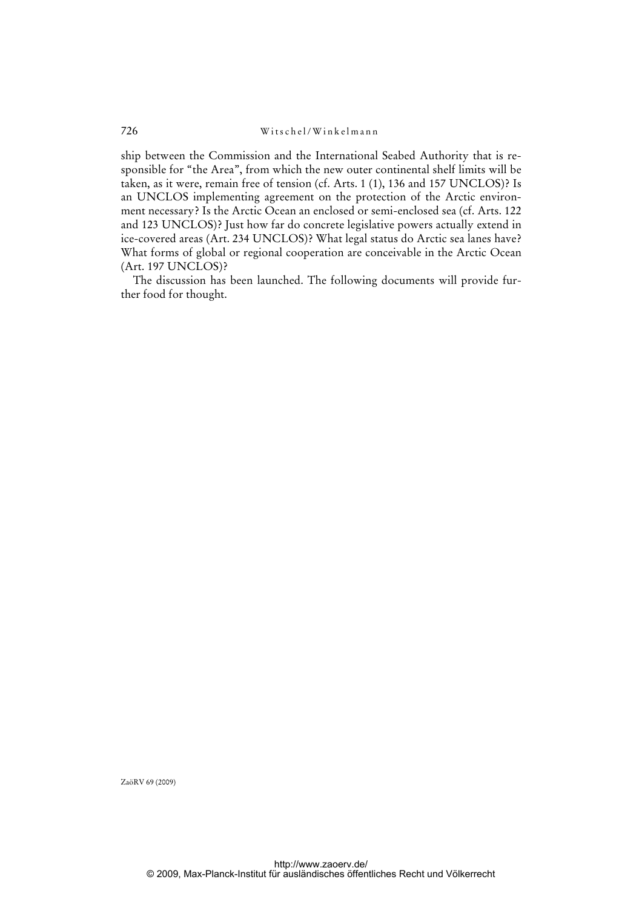ship between the Commission and the International Seabed Authority that is responsible for "the Area", from which the new outer continental shelf limits will be taken, as it were, remain free of tension (cf. Arts. 1 (1), 136 and 157 UNCLOS)? Is an UNCLOS implementing agreement on the protection of the Arctic environment necessary? Is the Arctic Ocean an enclosed or semi-enclosed sea (cf. Arts. 122 and 123 UNCLOS)? Just how far do concrete legislative powers actually extend in ice-covered areas (Art. 234 UNCLOS)? What legal status do Arctic sea lanes have? What forms of global or regional cooperation are conceivable in the Arctic Ocean (Art. 197 UNCLOS)?

The discussion has been launched. The following documents will provide further food for thought.